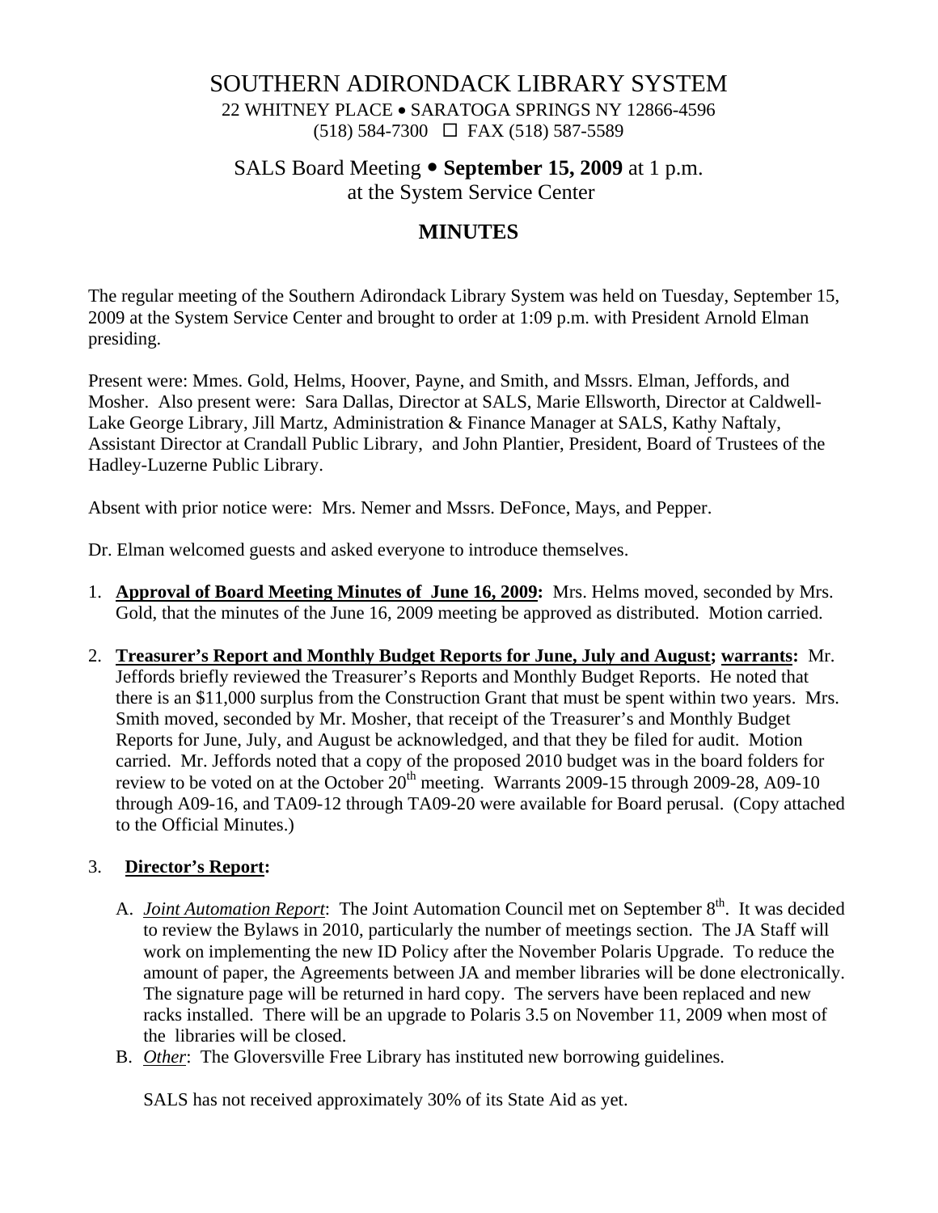# SOUTHERN ADIRONDACK LIBRARY SYSTEM

22 WHITNEY PLACE • SARATOGA SPRINGS NY 12866-4596
(518) 584-7300 ☐ FAX (518) 587-5589

## SALS Board Meeting • **September 15, 2009** at 1 p.m. at the System Service Center

## MINUTES

The regular meeting of the Southern Adirondack Library System was held on Tuesday, September 15, 2009 at the System Service Center and brought to order at 1:09 p.m. with President Arnold Elman presiding.

Present were: Mmes. Gold, Helms, Hoover, Payne, and Smith, and Mssrs. Elman, Jeffords, and Mosher. Also present were: Sara Dallas, Director at SALS, Marie Ellsworth, Director at Caldwell-Lake George Library, Jill Martz, Administration & Finance Manager at SALS, Kathy Naftaly, Assistant Director at Crandall Public Library, and John Plantier, President, Board of Trustees of the Hadley-Luzerne Public Library.

Absent with prior notice were: Mrs. Nemer and Mssrs. DeFonce, Mays, and Pepper.

Dr. Elman welcomed guests and asked everyone to introduce themselves.

1. **Approval of Board Meeting Minutes of June 16, 2009:** Mrs. Helms moved, seconded by Mrs. Gold, that the minutes of the June 16, 2009 meeting be approved as distributed. Motion carried.

2. **Treasurer's Report and Monthly Budget Reports for June, July and August; warrants:** Mr. Jeffords briefly reviewed the Treasurer's Reports and Monthly Budget Reports. He noted that there is an $11,000 surplus from the Construction Grant that must be spent within two years. Mrs. Smith moved, seconded by Mr. Mosher, that receipt of the Treasurer's and Monthly Budget Reports for June, July, and August be acknowledged, and that they be filed for audit. Motion carried. Mr. Jeffords noted that a copy of the proposed 2010 budget was in the board folders for review to be voted on at the October 20th meeting. Warrants 2009-15 through 2009-28, A09-10 through A09-16, and TA09-12 through TA09-20 were available for Board perusal. (Copy attached to the Official Minutes.)

3. **Director's Report:**

   A. *Joint Automation Report*: The Joint Automation Council met on September 8th. It was decided to review the Bylaws in 2010, particularly the number of meetings section. The JA Staff will work on implementing the new ID Policy after the November Polaris Upgrade. To reduce the amount of paper, the Agreements between JA and member libraries will be done electronically. The signature page will be returned in hard copy. The servers have been replaced and new racks installed. There will be an upgrade to Polaris 3.5 on November 11, 2009 when most of the libraries will be closed.

   B. *Other*: The Gloversville Free Library has instituted new borrowing guidelines.

   SALS has not received approximately 30% of its State Aid as yet.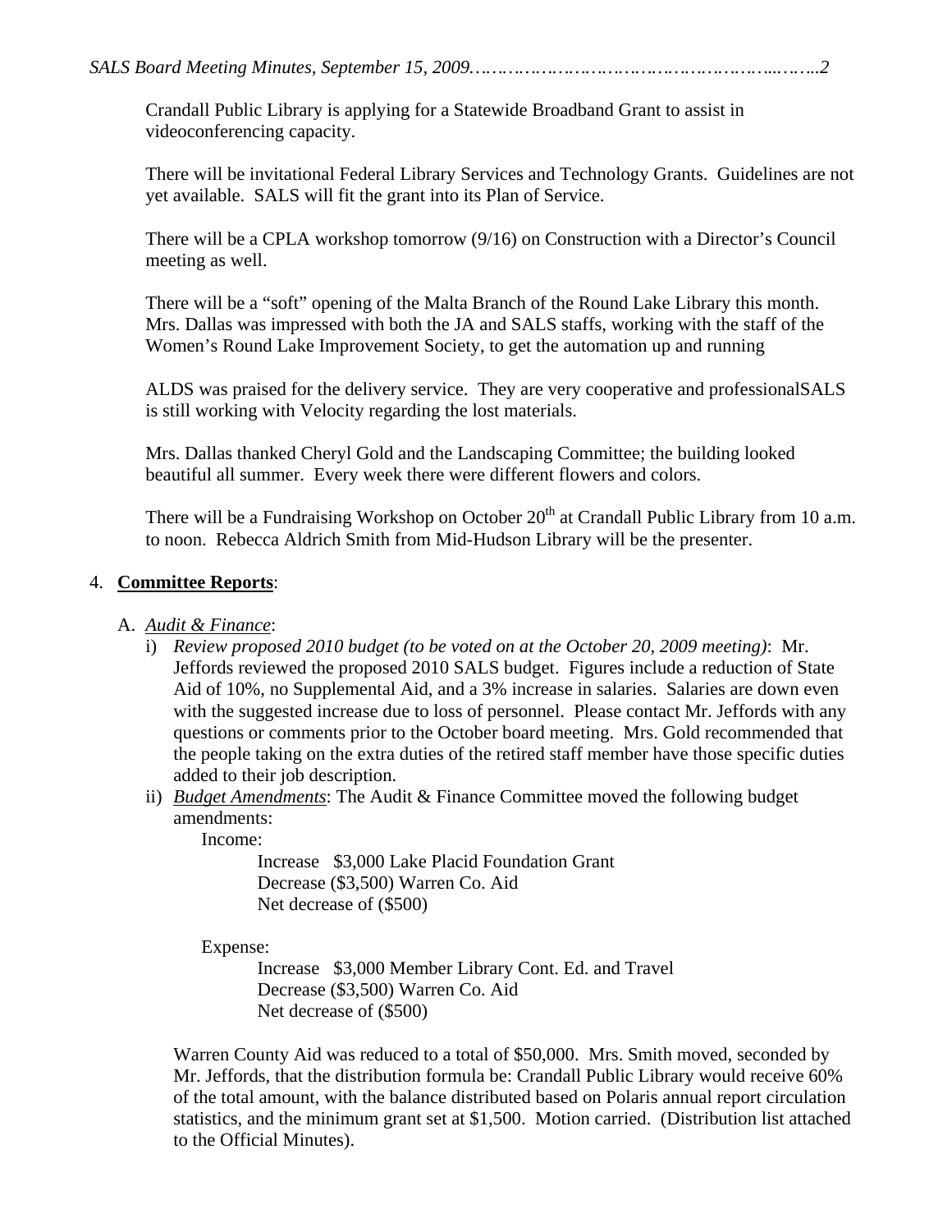Crandall Public Library is applying for a Statewide Broadband Grant to assist in videoconferencing capacity.

There will be invitational Federal Library Services and Technology Grants. Guidelines are not yet available. SALS will fit the grant into its Plan of Service.

There will be a CPLA workshop tomorrow (9/16) on Construction with a Director's Council meeting as well.

There will be a "soft" opening of the Malta Branch of the Round Lake Library this month. Mrs. Dallas was impressed with both the JA and SALS staffs, working with the staff of the Women's Round Lake Improvement Society, to get the automation up and running

ALDS was praised for the delivery service. They are very cooperative and professionalSALS is still working with Velocity regarding the lost materials.

Mrs. Dallas thanked Cheryl Gold and the Landscaping Committee; the building looked beautiful all summer. Every week there were different flowers and colors.

There will be a Fundraising Workshop on October 20th at Crandall Public Library from 10 a.m. to noon. Rebecca Aldrich Smith from Mid-Hudson Library will be the presenter.

4. **Committee Reports**:

A. *Audit & Finance*:

i) *Review proposed 2010 budget (to be voted on at the October 20, 2009 meeting)*: Mr. Jeffords reviewed the proposed 2010 SALS budget. Figures include a reduction of State Aid of 10%, no Supplemental Aid, and a 3% increase in salaries. Salaries are down even with the suggested increase due to loss of personnel. Please contact Mr. Jeffords with any questions or comments prior to the October board meeting. Mrs. Gold recommended that the people taking on the extra duties of the retired staff member have those specific duties added to their job description.

ii) *Budget Amendments*: The Audit & Finance Committee moved the following budget amendments:

Income:

Increase $3,000 Lake Placid Foundation Grant
Decrease ($3,500) Warren Co. Aid
Net decrease of ($500)

Expense:

Increase $3,000 Member Library Cont. Ed. and Travel
Decrease ($3,500) Warren Co. Aid
Net decrease of ($500)

Warren County Aid was reduced to a total of $50,000. Mrs. Smith moved, seconded by Mr. Jeffords, that the distribution formula be: Crandall Public Library would receive 60% of the total amount, with the balance distributed based on Polaris annual report circulation statistics, and the minimum grant set at $1,500. Motion carried. (Distribution list attached to the Official Minutes).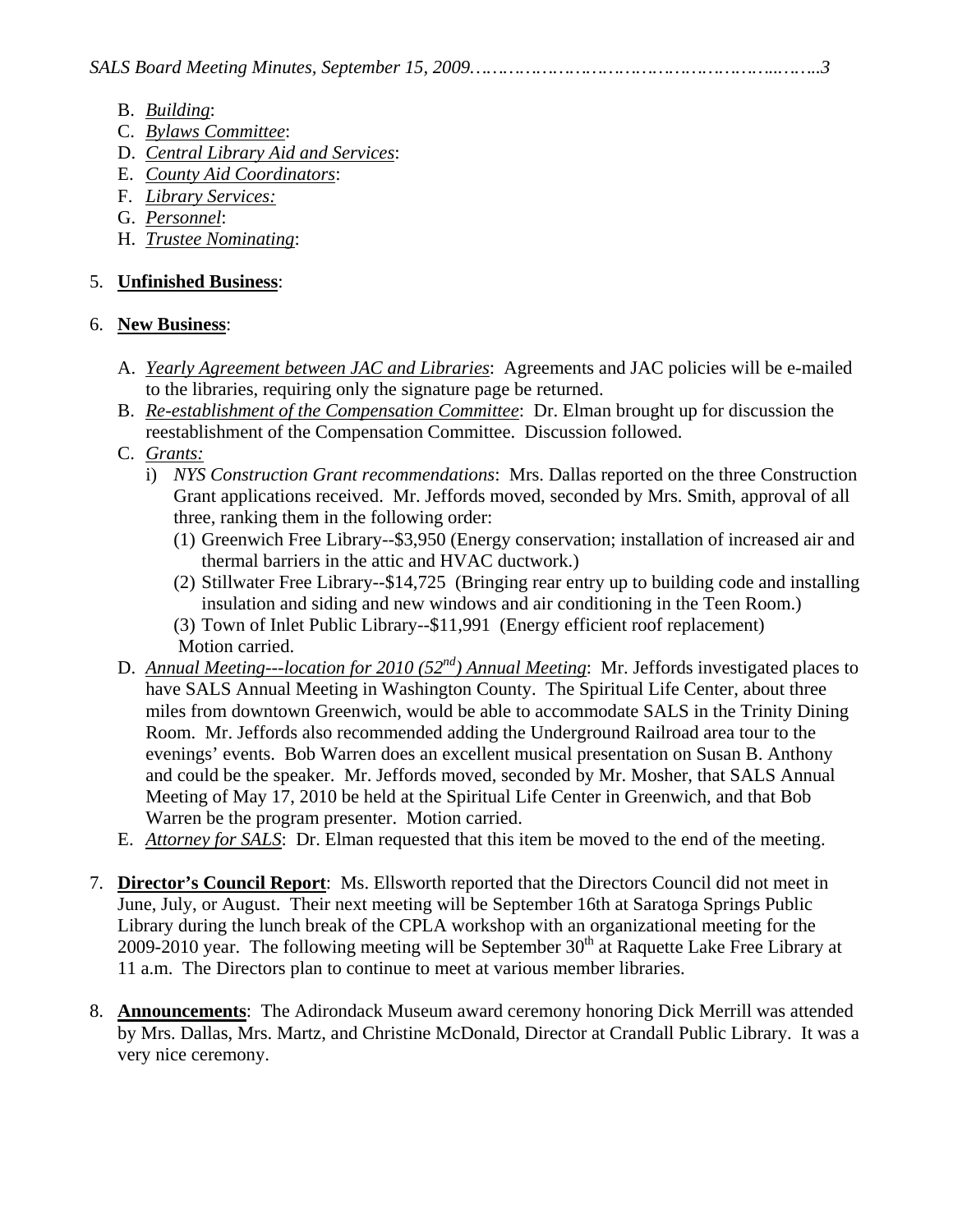B. *Building*:
C. *Bylaws Committee*:
D. *Central Library Aid and Services*:
E. *County Aid Coordinators*:
F. *Library Services:*
G. *Personnel*:
H. *Trustee Nominating*:

5. **Unfinished Business**:

6. **New Business**:

   A. *Yearly Agreement between JAC and Libraries*: Agreements and JAC policies will be e-mailed to the libraries, requiring only the signature page be returned.
   B. *Re-establishment of the Compensation Committee*: Dr. Elman brought up for discussion the reestablishment of the Compensation Committee. Discussion followed.
   C. *Grants:*
      i) *NYS Construction Grant recommendations*: Mrs. Dallas reported on the three Construction Grant applications received. Mr. Jeffords moved, seconded by Mrs. Smith, approval of all three, ranking them in the following order:
         (1) Greenwich Free Library--$3,950 (Energy conservation; installation of increased air and thermal barriers in the attic and HVAC ductwork.)
         (2) Stillwater Free Library--$14,725 (Bringing rear entry up to building code and installing insulation and siding and new windows and air conditioning in the Teen Room.)
         (3) Town of Inlet Public Library--$11,991 (Energy efficient roof replacement)
         Motion carried.
   D. *Annual Meeting---location for 2010 (52nd) Annual Meeting*: Mr. Jeffords investigated places to have SALS Annual Meeting in Washington County. The Spiritual Life Center, about three miles from downtown Greenwich, would be able to accommodate SALS in the Trinity Dining Room. Mr. Jeffords also recommended adding the Underground Railroad area tour to the evenings' events. Bob Warren does an excellent musical presentation on Susan B. Anthony and could be the speaker. Mr. Jeffords moved, seconded by Mr. Mosher, that SALS Annual Meeting of May 17, 2010 be held at the Spiritual Life Center in Greenwich, and that Bob Warren be the program presenter. Motion carried.
   E. *Attorney for SALS*: Dr. Elman requested that this item be moved to the end of the meeting.

7. **Director's Council Report**: Ms. Ellsworth reported that the Directors Council did not meet in June, July, or August. Their next meeting will be September 16th at Saratoga Springs Public Library during the lunch break of the CPLA workshop with an organizational meeting for the 2009-2010 year. The following meeting will be September 30th at Raquette Lake Free Library at 11 a.m. The Directors plan to continue to meet at various member libraries.

8. **Announcements**: The Adirondack Museum award ceremony honoring Dick Merrill was attended by Mrs. Dallas, Mrs. Martz, and Christine McDonald, Director at Crandall Public Library. It was a very nice ceremony.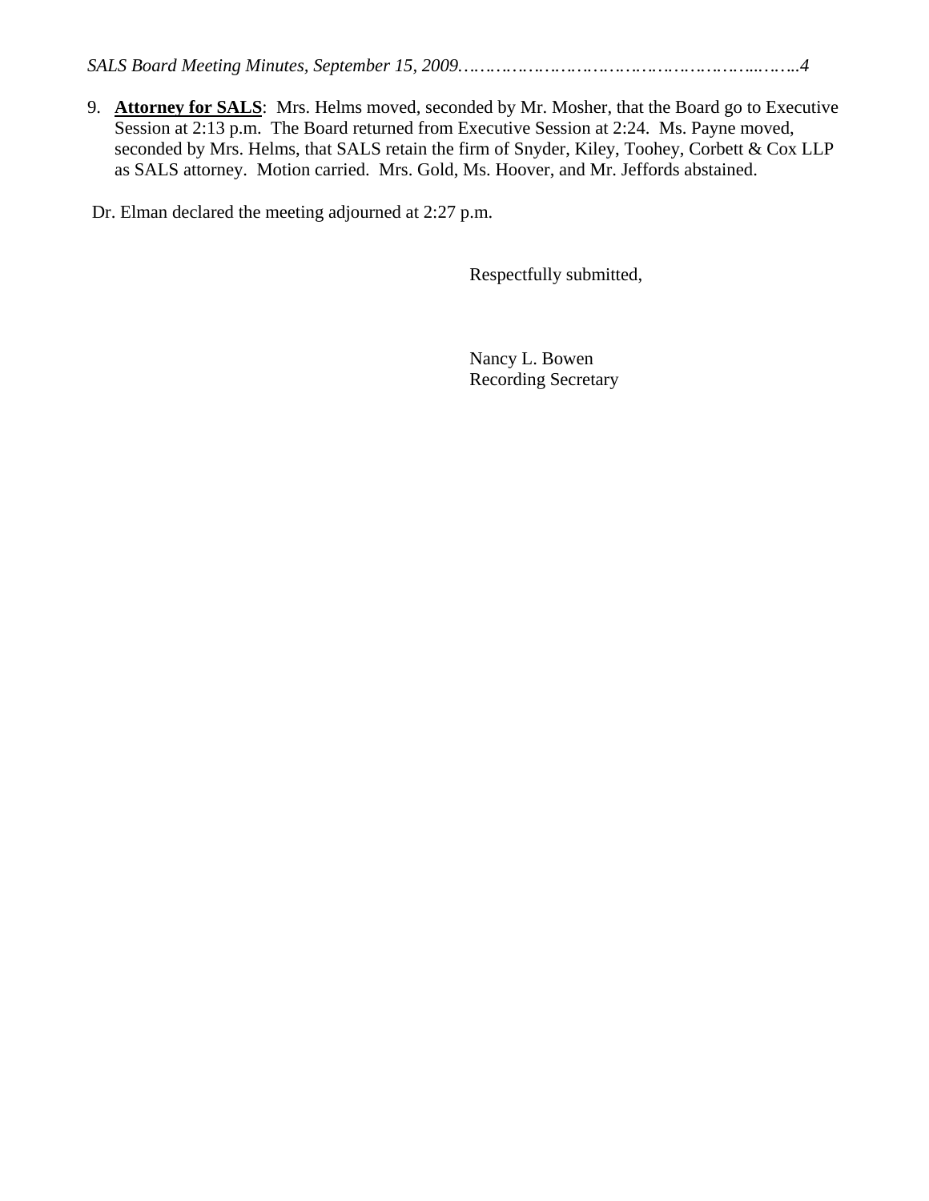9. **Attorney for SALS**: Mrs. Helms moved, seconded by Mr. Mosher, that the Board go to Executive Session at 2:13 p.m. The Board returned from Executive Session at 2:24. Ms. Payne moved, seconded by Mrs. Helms, that SALS retain the firm of Snyder, Kiley, Toohey, Corbett & Cox LLP as SALS attorney. Motion carried. Mrs. Gold, Ms. Hoover, and Mr. Jeffords abstained.

Dr. Elman declared the meeting adjourned at 2:27 p.m.

Respectfully submitted,

Nancy L. Bowen
Recording Secretary